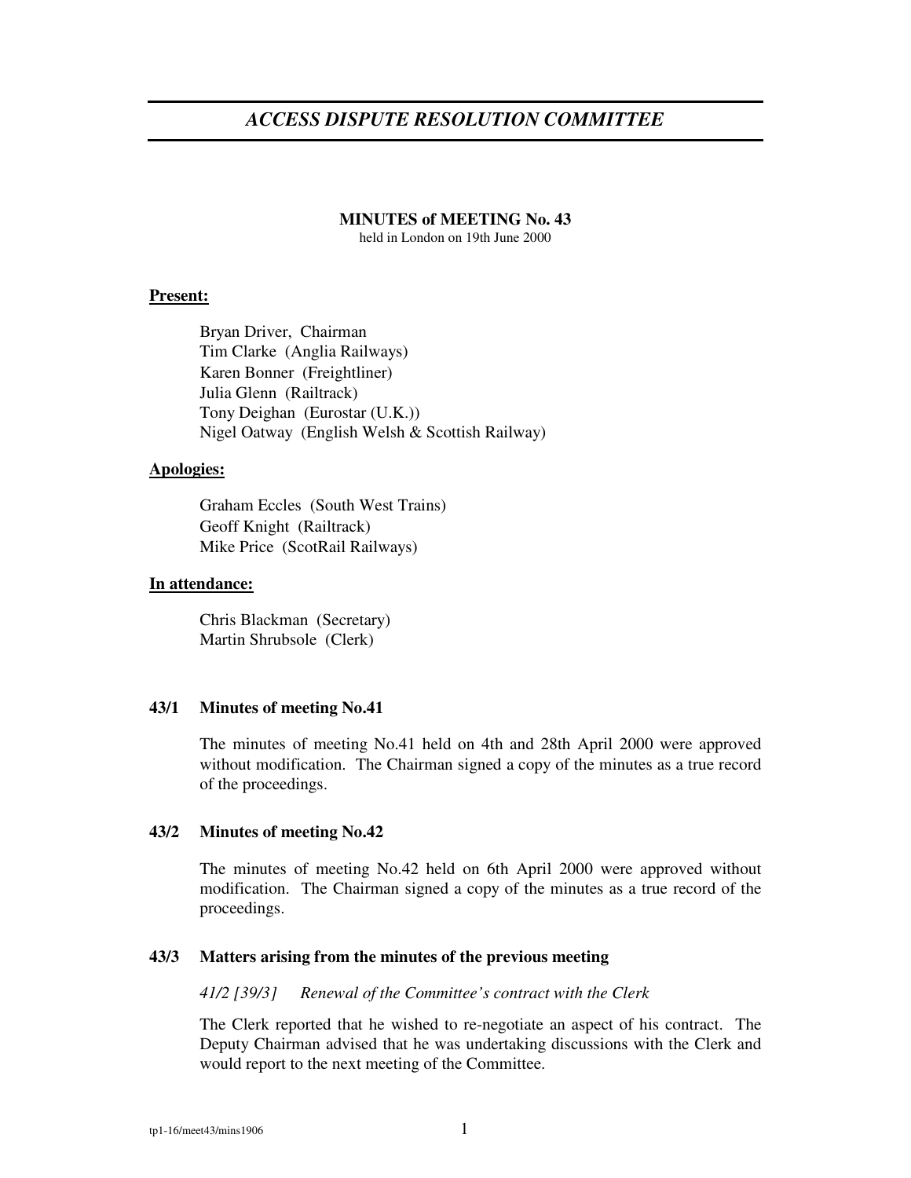# *ACCESS DISPUTE RESOLUTION COMMITTEE*

**MINUTES of MEETING No. 43**
held in London on 19th June 2000

**Present:**

Bryan Driver, Chairman
Tim Clarke (Anglia Railways)
Karen Bonner (Freightliner)
Julia Glenn (Railtrack)
Tony Deighan (Eurostar (U.K.))
Nigel Oatway (English Welsh & Scottish Railway)

**Apologies:**

Graham Eccles (South West Trains)
Geoff Knight (Railtrack)
Mike Price (ScotRail Railways)

**In attendance:**

Chris Blackman (Secretary)
Martin Shrubsole (Clerk)

### 43/1 Minutes of meeting No.41

The minutes of meeting No.41 held on 4th and 28th April 2000 were approved without modification. The Chairman signed a copy of the minutes as a true record of the proceedings.

### 43/2 Minutes of meeting No.42

The minutes of meeting No.42 held on 6th April 2000 were approved without modification. The Chairman signed a copy of the minutes as a true record of the proceedings.

### 43/3 Matters arising from the minutes of the previous meeting

*41/2 [39/3] Renewal of the Committee's contract with the Clerk*

The Clerk reported that he wished to re-negotiate an aspect of his contract. The Deputy Chairman advised that he was undertaking discussions with the Clerk and would report to the next meeting of the Committee.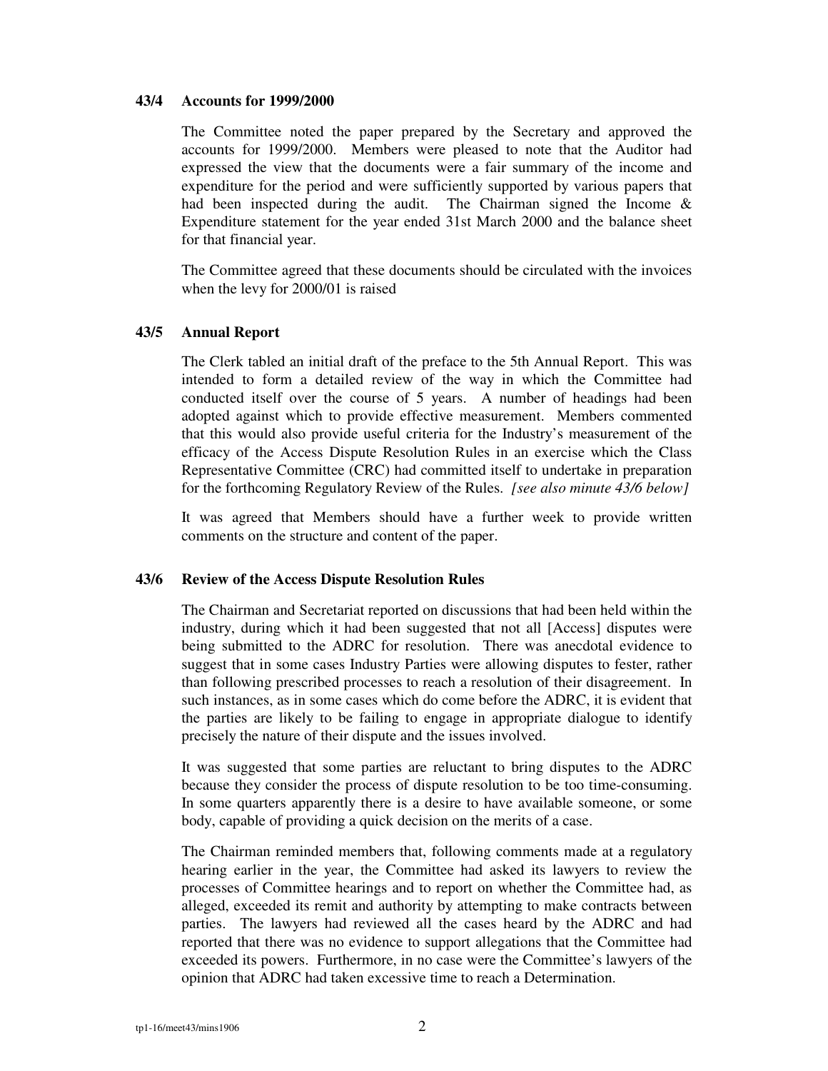### 43/4 Accounts for 1999/2000

The Committee noted the paper prepared by the Secretary and approved the accounts for 1999/2000. Members were pleased to note that the Auditor had expressed the view that the documents were a fair summary of the income and expenditure for the period and were sufficiently supported by various papers that had been inspected during the audit. The Chairman signed the Income & Expenditure statement for the year ended 31st March 2000 and the balance sheet for that financial year.

The Committee agreed that these documents should be circulated with the invoices when the levy for 2000/01 is raised

### 43/5 Annual Report

The Clerk tabled an initial draft of the preface to the 5th Annual Report. This was intended to form a detailed review of the way in which the Committee had conducted itself over the course of 5 years. A number of headings had been adopted against which to provide effective measurement. Members commented that this would also provide useful criteria for the Industry's measurement of the efficacy of the Access Dispute Resolution Rules in an exercise which the Class Representative Committee (CRC) had committed itself to undertake in preparation for the forthcoming Regulatory Review of the Rules. *[see also minute 43/6 below]*

It was agreed that Members should have a further week to provide written comments on the structure and content of the paper.

### 43/6 Review of the Access Dispute Resolution Rules

The Chairman and Secretariat reported on discussions that had been held within the industry, during which it had been suggested that not all [Access] disputes were being submitted to the ADRC for resolution. There was anecdotal evidence to suggest that in some cases Industry Parties were allowing disputes to fester, rather than following prescribed processes to reach a resolution of their disagreement. In such instances, as in some cases which do come before the ADRC, it is evident that the parties are likely to be failing to engage in appropriate dialogue to identify precisely the nature of their dispute and the issues involved.

It was suggested that some parties are reluctant to bring disputes to the ADRC because they consider the process of dispute resolution to be too time-consuming. In some quarters apparently there is a desire to have available someone, or some body, capable of providing a quick decision on the merits of a case.

The Chairman reminded members that, following comments made at a regulatory hearing earlier in the year, the Committee had asked its lawyers to review the processes of Committee hearings and to report on whether the Committee had, as alleged, exceeded its remit and authority by attempting to make contracts between parties. The lawyers had reviewed all the cases heard by the ADRC and had reported that there was no evidence to support allegations that the Committee had exceeded its powers. Furthermore, in no case were the Committee's lawyers of the opinion that ADRC had taken excessive time to reach a Determination.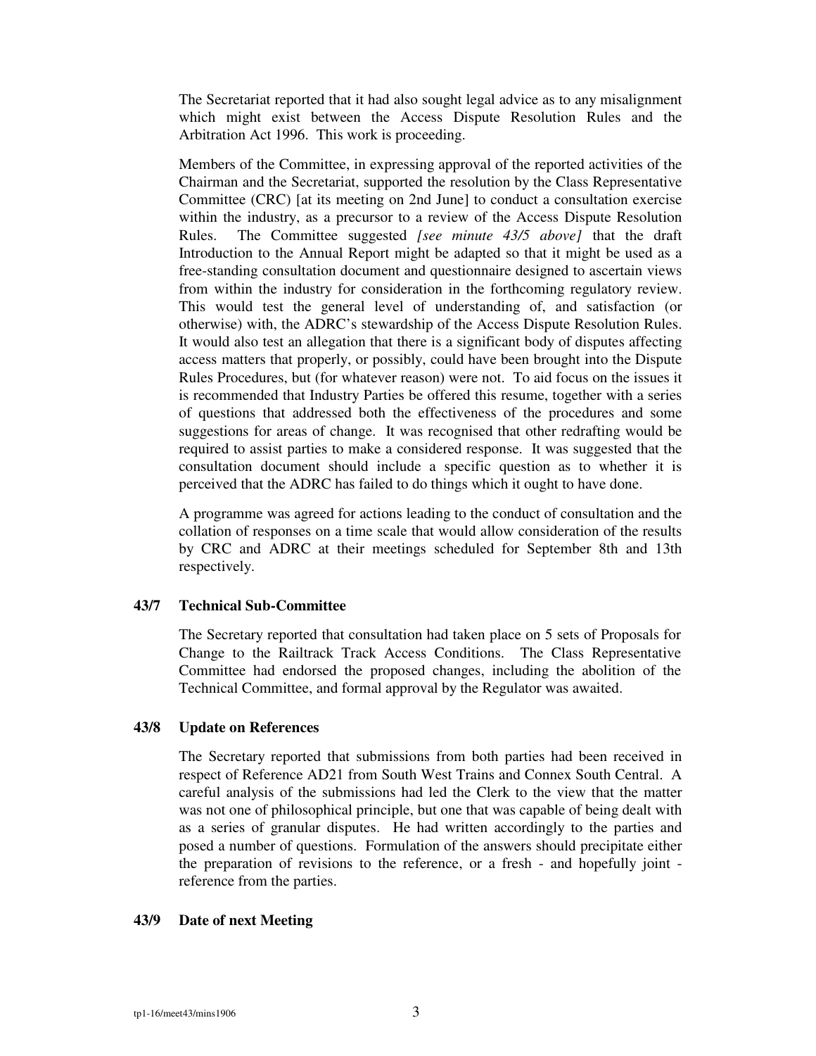The Secretariat reported that it had also sought legal advice as to any misalignment which might exist between the Access Dispute Resolution Rules and the Arbitration Act 1996. This work is proceeding.

Members of the Committee, in expressing approval of the reported activities of the Chairman and the Secretariat, supported the resolution by the Class Representative Committee (CRC) [at its meeting on 2nd June] to conduct a consultation exercise within the industry, as a precursor to a review of the Access Dispute Resolution Rules. The Committee suggested *[see minute 43/5 above]* that the draft Introduction to the Annual Report might be adapted so that it might be used as a free-standing consultation document and questionnaire designed to ascertain views from within the industry for consideration in the forthcoming regulatory review. This would test the general level of understanding of, and satisfaction (or otherwise) with, the ADRC's stewardship of the Access Dispute Resolution Rules. It would also test an allegation that there is a significant body of disputes affecting access matters that properly, or possibly, could have been brought into the Dispute Rules Procedures, but (for whatever reason) were not. To aid focus on the issues it is recommended that Industry Parties be offered this resume, together with a series of questions that addressed both the effectiveness of the procedures and some suggestions for areas of change. It was recognised that other redrafting would be required to assist parties to make a considered response. It was suggested that the consultation document should include a specific question as to whether it is perceived that the ADRC has failed to do things which it ought to have done.

A programme was agreed for actions leading to the conduct of consultation and the collation of responses on a time scale that would allow consideration of the results by CRC and ADRC at their meetings scheduled for September 8th and 13th respectively.

**43/7 Technical Sub-Committee**

The Secretary reported that consultation had taken place on 5 sets of Proposals for Change to the Railtrack Track Access Conditions. The Class Representative Committee had endorsed the proposed changes, including the abolition of the Technical Committee, and formal approval by the Regulator was awaited.

**43/8 Update on References**

The Secretary reported that submissions from both parties had been received in respect of Reference AD21 from South West Trains and Connex South Central. A careful analysis of the submissions had led the Clerk to the view that the matter was not one of philosophical principle, but one that was capable of being dealt with as a series of granular disputes. He had written accordingly to the parties and posed a number of questions. Formulation of the answers should precipitate either the preparation of revisions to the reference, or a fresh - and hopefully joint - reference from the parties.

**43/9 Date of next Meeting**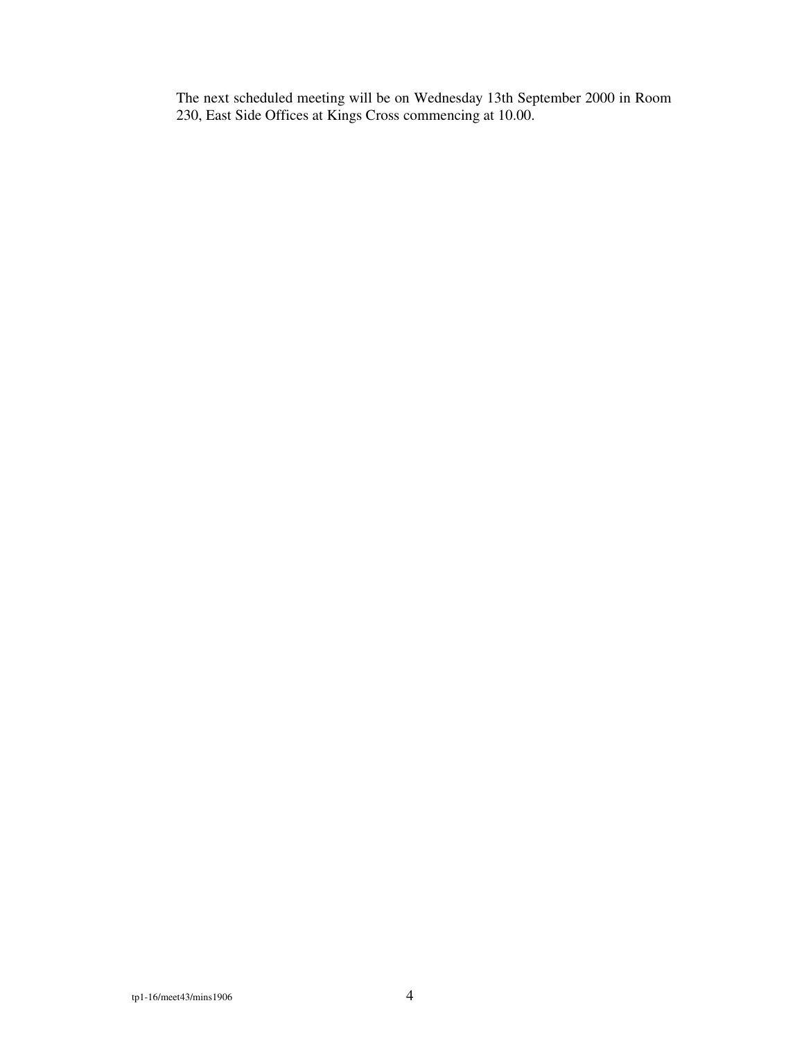The next scheduled meeting will be on Wednesday 13th September 2000 in Room 230, East Side Offices at Kings Cross commencing at 10.00.